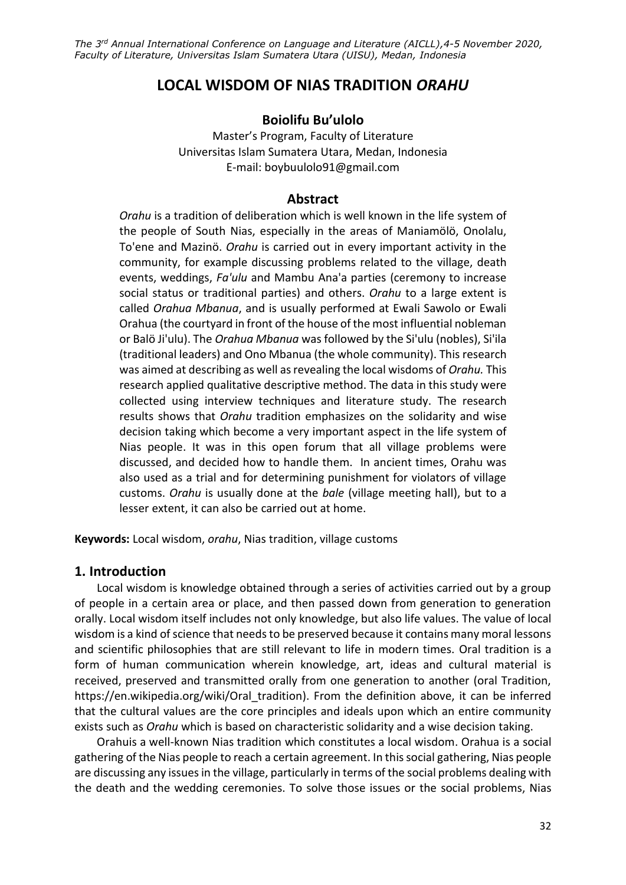# LOCAL WISDOM OF NIAS TRADITION *ORAHU*

**Boiolifu Bu'ulolo**

Master's Program, Faculty of Literature
Universitas Islam Sumatera Utara, Medan, Indonesia
E-mail: boybuulolo91@gmail.com

## Abstract

*Orahu* is a tradition of deliberation which is well known in the life system of the people of South Nias, especially in the areas of Maniamölö, Onolalu, To'ene and Mazinö. *Orahu* is carried out in every important activity in the community, for example discussing problems related to the village, death events, weddings, *Fa'ulu* and Mambu Ana'a parties (ceremony to increase social status or traditional parties) and others. *Orahu* to a large extent is called *Orahua Mbanua*, and is usually performed at Ewali Sawolo or Ewali Orahua (the courtyard in front of the house of the most influential nobleman or Balö Ji'ulu). The *Orahua Mbanua* was followed by the Si'ulu (nobles), Si'ila (traditional leaders) and Ono Mbanua (the whole community). This research was aimed at describing as well as revealing the local wisdoms of *Orahu.* This research applied qualitative descriptive method. The data in this study were collected using interview techniques and literature study. The research results shows that *Orahu* tradition emphasizes on the solidarity and wise decision taking which become a very important aspect in the life system of Nias people. It was in this open forum that all village problems were discussed, and decided how to handle them. In ancient times, Orahu was also used as a trial and for determining punishment for violators of village customs. *Orahu* is usually done at the *bale* (village meeting hall), but to a lesser extent, it can also be carried out at home.

**Keywords:** Local wisdom, *orahu*, Nias tradition, village customs

## 1. Introduction

Local wisdom is knowledge obtained through a series of activities carried out by a group of people in a certain area or place, and then passed down from generation to generation orally. Local wisdom itself includes not only knowledge, but also life values. The value of local wisdom is a kind of science that needs to be preserved because it contains many moral lessons and scientific philosophies that are still relevant to life in modern times. Oral tradition is a form of human communication wherein knowledge, art, ideas and cultural material is received, preserved and transmitted orally from one generation to another (oral Tradition, https://en.wikipedia.org/wiki/Oral_tradition). From the definition above, it can be inferred that the cultural values are the core principles and ideals upon which an entire community exists such as *Orahu* which is based on characteristic solidarity and a wise decision taking.

Orahuis a well-known Nias tradition which constitutes a local wisdom. Orahua is a social gathering of the Nias people to reach a certain agreement. In this social gathering, Nias people are discussing any issues in the village, particularly in terms of the social problems dealing with the death and the wedding ceremonies. To solve those issues or the social problems, Nias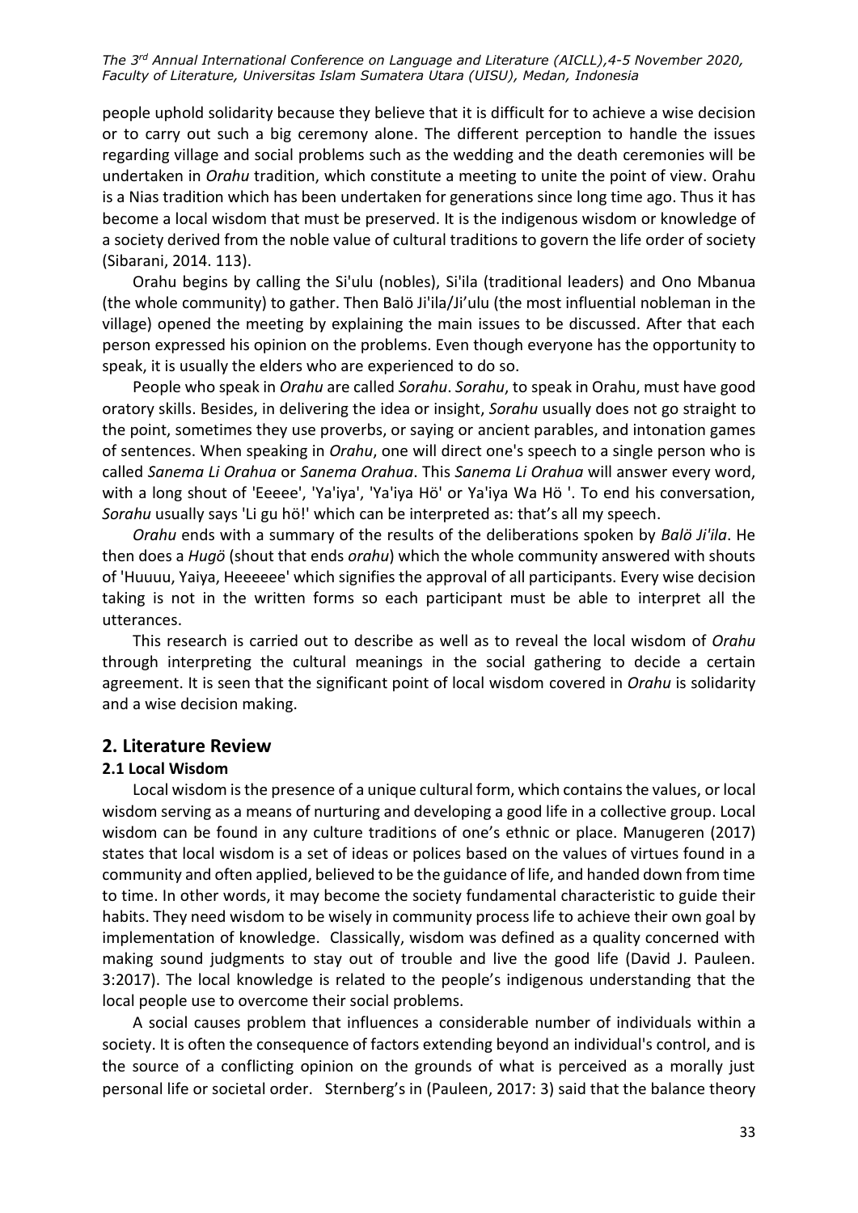people uphold solidarity because they believe that it is difficult for to achieve a wise decision or to carry out such a big ceremony alone. The different perception to handle the issues regarding village and social problems such as the wedding and the death ceremonies will be undertaken in *Orahu* tradition, which constitute a meeting to unite the point of view. Orahu is a Nias tradition which has been undertaken for generations since long time ago. Thus it has become a local wisdom that must be preserved. It is the indigenous wisdom or knowledge of a society derived from the noble value of cultural traditions to govern the life order of society (Sibarani, 2014. 113).

Orahu begins by calling the Si'ulu (nobles), Si'ila (traditional leaders) and Ono Mbanua (the whole community) to gather. Then Balö Ji'ila/Ji'ulu (the most influential nobleman in the village) opened the meeting by explaining the main issues to be discussed. After that each person expressed his opinion on the problems. Even though everyone has the opportunity to speak, it is usually the elders who are experienced to do so.

People who speak in *Orahu* are called *Sorahu*. *Sorahu*, to speak in Orahu, must have good oratory skills. Besides, in delivering the idea or insight, *Sorahu* usually does not go straight to the point, sometimes they use proverbs, or saying or ancient parables, and intonation games of sentences. When speaking in *Orahu*, one will direct one's speech to a single person who is called *Sanema Li Orahua* or *Sanema Orahua*. This *Sanema Li Orahua* will answer every word, with a long shout of 'Eeeee', 'Ya'iya', 'Ya'iya Hö' or Ya'iya Wa Hö '. To end his conversation, *Sorahu* usually says 'Li gu hö!' which can be interpreted as: that's all my speech.

*Orahu* ends with a summary of the results of the deliberations spoken by *Balö Ji'ila*. He then does a *Hugö* (shout that ends *orahu*) which the whole community answered with shouts of 'Huuuu, Yaiya, Heeeeee' which signifies the approval of all participants. Every wise decision taking is not in the written forms so each participant must be able to interpret all the utterances.

This research is carried out to describe as well as to reveal the local wisdom of *Orahu* through interpreting the cultural meanings in the social gathering to decide a certain agreement. It is seen that the significant point of local wisdom covered in *Orahu* is solidarity and a wise decision making.

## 2. Literature Review

### 2.1 Local Wisdom

Local wisdom is the presence of a unique cultural form, which contains the values, or local wisdom serving as a means of nurturing and developing a good life in a collective group. Local wisdom can be found in any culture traditions of one's ethnic or place. Manugeren (2017) states that local wisdom is a set of ideas or polices based on the values of virtues found in a community and often applied, believed to be the guidance of life, and handed down from time to time. In other words, it may become the society fundamental characteristic to guide their habits. They need wisdom to be wisely in community process life to achieve their own goal by implementation of knowledge. Classically, wisdom was defined as a quality concerned with making sound judgments to stay out of trouble and live the good life (David J. Pauleen. 3:2017). The local knowledge is related to the people's indigenous understanding that the local people use to overcome their social problems.

A social causes problem that influences a considerable number of individuals within a society. It is often the consequence of factors extending beyond an individual's control, and is the source of a conflicting opinion on the grounds of what is perceived as a morally just personal life or societal order. Sternberg's in (Pauleen, 2017: 3) said that the balance theory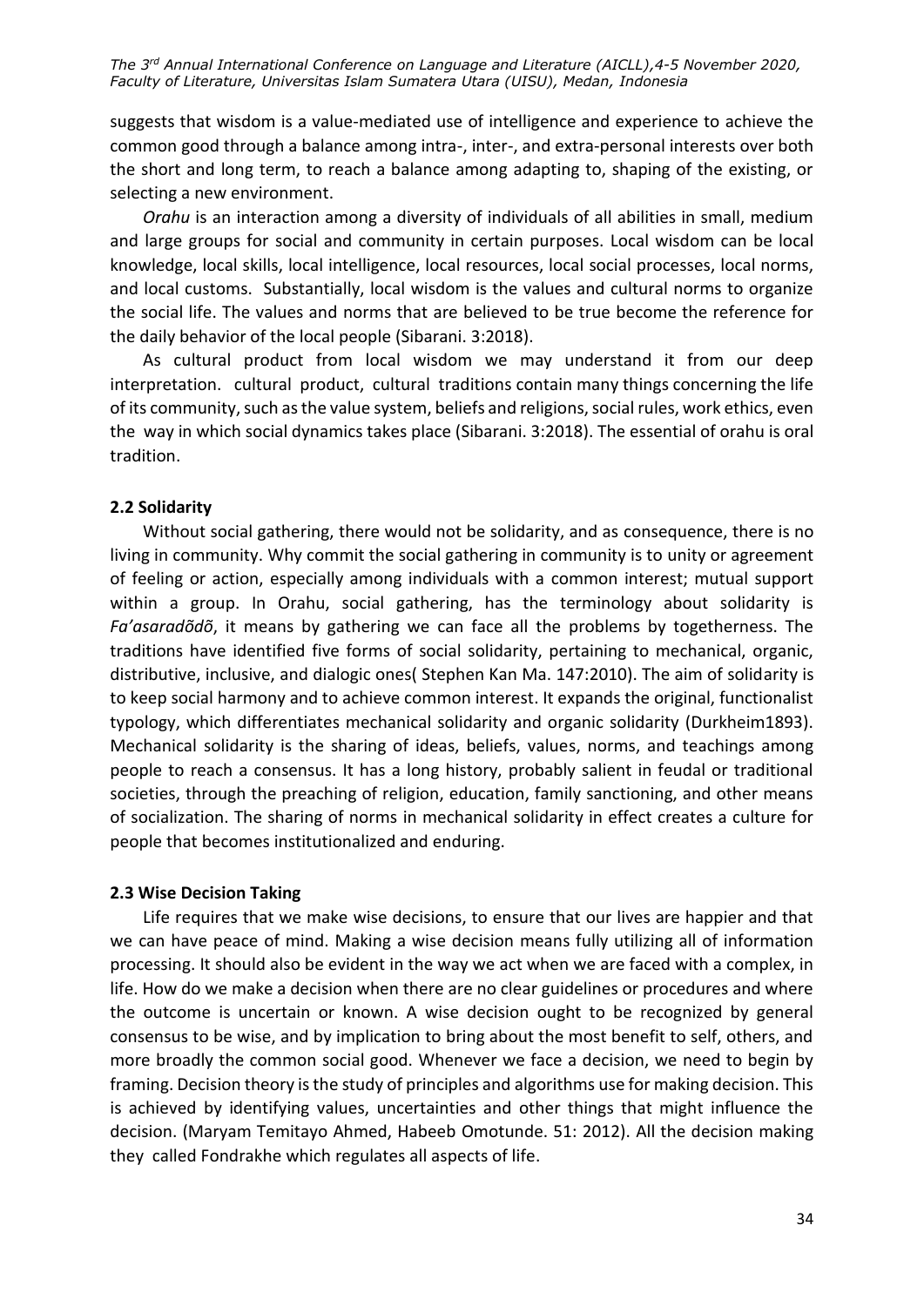suggests that wisdom is a value-mediated use of intelligence and experience to achieve the common good through a balance among intra-, inter-, and extra-personal interests over both the short and long term, to reach a balance among adapting to, shaping of the existing, or selecting a new environment.

*Orahu* is an interaction among a diversity of individuals of all abilities in small, medium and large groups for social and community in certain purposes. Local wisdom can be local knowledge, local skills, local intelligence, local resources, local social processes, local norms, and local customs. Substantially, local wisdom is the values and cultural norms to organize the social life. The values and norms that are believed to be true become the reference for the daily behavior of the local people (Sibarani. 3:2018).

As cultural product from local wisdom we may understand it from our deep interpretation. cultural product, cultural traditions contain many things concerning the life of its community, such as the value system, beliefs and religions, social rules, work ethics, even the way in which social dynamics takes place (Sibarani. 3:2018). The essential of orahu is oral tradition.

### 2.2 Solidarity

Without social gathering, there would not be solidarity, and as consequence, there is no living in community. Why commit the social gathering in community is to unity or agreement of feeling or action, especially among individuals with a common interest; mutual support within a group. In Orahu, social gathering, has the terminology about solidarity is *Fa'asaradõdõ*, it means by gathering we can face all the problems by togetherness. The traditions have identified five forms of social solidarity, pertaining to mechanical, organic, distributive, inclusive, and dialogic ones( Stephen Kan Ma. 147:2010). The aim of solidarity is to keep social harmony and to achieve common interest. It expands the original, functionalist typology, which differentiates mechanical solidarity and organic solidarity (Durkheim1893). Mechanical solidarity is the sharing of ideas, beliefs, values, norms, and teachings among people to reach a consensus. It has a long history, probably salient in feudal or traditional societies, through the preaching of religion, education, family sanctioning, and other means of socialization. The sharing of norms in mechanical solidarity in effect creates a culture for people that becomes institutionalized and enduring.

### 2.3 Wise Decision Taking

Life requires that we make wise decisions, to ensure that our lives are happier and that we can have peace of mind. Making a wise decision means fully utilizing all of information processing. It should also be evident in the way we act when we are faced with a complex, in life. How do we make a decision when there are no clear guidelines or procedures and where the outcome is uncertain or known. A wise decision ought to be recognized by general consensus to be wise, and by implication to bring about the most benefit to self, others, and more broadly the common social good. Whenever we face a decision, we need to begin by framing. Decision theory is the study of principles and algorithms use for making decision. This is achieved by identifying values, uncertainties and other things that might influence the decision. (Maryam Temitayo Ahmed, Habeeb Omotunde. 51: 2012). All the decision making they called Fondrakhe which regulates all aspects of life.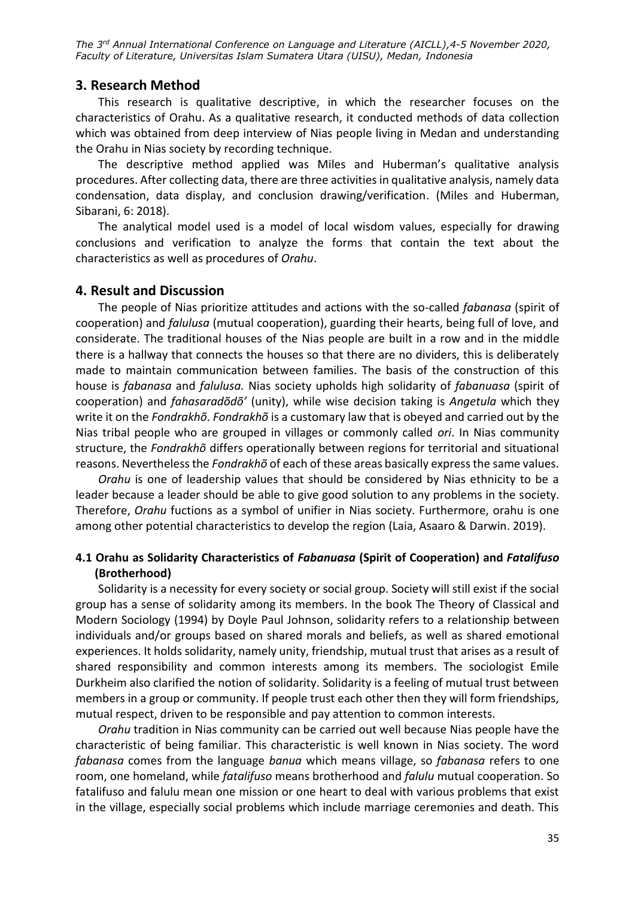## 3. Research Method

This research is qualitative descriptive, in which the researcher focuses on the characteristics of Orahu. As a qualitative research, it conducted methods of data collection which was obtained from deep interview of Nias people living in Medan and understanding the Orahu in Nias society by recording technique.

The descriptive method applied was Miles and Huberman's qualitative analysis procedures. After collecting data, there are three activities in qualitative analysis, namely data condensation, data display, and conclusion drawing/verification. (Miles and Huberman, Sibarani, 6: 2018).

The analytical model used is a model of local wisdom values, especially for drawing conclusions and verification to analyze the forms that contain the text about the characteristics as well as procedures of *Orahu*.

## 4. Result and Discussion

The people of Nias prioritize attitudes and actions with the so-called *fabanasa* (spirit of cooperation) and *falulusa* (mutual cooperation), guarding their hearts, being full of love, and considerate. The traditional houses of the Nias people are built in a row and in the middle there is a hallway that connects the houses so that there are no dividers, this is deliberately made to maintain communication between families. The basis of the construction of this house is *fabanasa* and *falulusa.* Nias society upholds high solidarity of *fabanuasa* (spirit of cooperation) and *fahasaradõdõ'* (unity), while wise decision taking is *Angetula* which they write it on the *Fondrakhõ*. *Fondrakhõ* is a customary law that is obeyed and carried out by the Nias tribal people who are grouped in villages or commonly called *ori*. In Nias community structure, the *Fondrakhõ* differs operationally between regions for territorial and situational reasons. Nevertheless the *Fondrakhõ* of each of these areas basically express the same values.

*Orahu* is one of leadership values that should be considered by Nias ethnicity to be a leader because a leader should be able to give good solution to any problems in the society. Therefore, *Orahu* fuctions as a symbol of unifier in Nias society. Furthermore, orahu is one among other potential characteristics to develop the region (Laia, Asaaro & Darwin. 2019).

### 4.1 Orahu as Solidarity Characteristics of *Fabanuasa* (Spirit of Cooperation) and *Fatalifuso* (Brotherhood)

Solidarity is a necessity for every society or social group. Society will still exist if the social group has a sense of solidarity among its members. In the book The Theory of Classical and Modern Sociology (1994) by Doyle Paul Johnson, solidarity refers to a relationship between individuals and/or groups based on shared morals and beliefs, as well as shared emotional experiences. It holds solidarity, namely unity, friendship, mutual trust that arises as a result of shared responsibility and common interests among its members. The sociologist Emile Durkheim also clarified the notion of solidarity. Solidarity is a feeling of mutual trust between members in a group or community. If people trust each other then they will form friendships, mutual respect, driven to be responsible and pay attention to common interests.

*Orahu* tradition in Nias community can be carried out well because Nias people have the characteristic of being familiar. This characteristic is well known in Nias society. The word *fabanasa* comes from the language *banua* which means village, so *fabanasa* refers to one room, one homeland, while *fatalifuso* means brotherhood and *falulu* mutual cooperation. So fatalifuso and falulu mean one mission or one heart to deal with various problems that exist in the village, especially social problems which include marriage ceremonies and death. This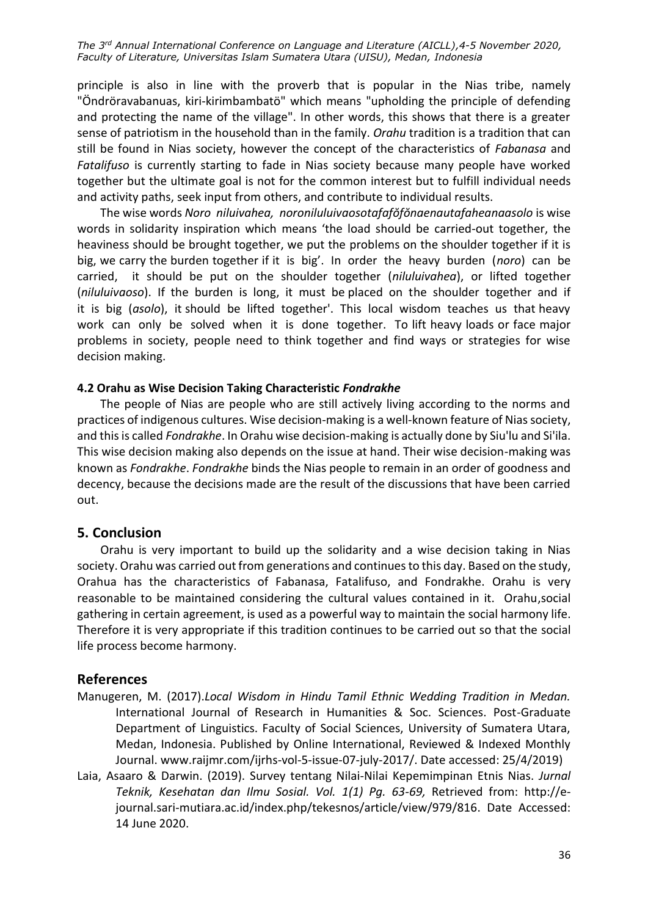principle is also in line with the proverb that is popular in the Nias tribe, namely "Öndröravabanuas, kiri-kirimbambatö" which means "upholding the principle of defending and protecting the name of the village". In other words, this shows that there is a greater sense of patriotism in the household than in the family. *Orahu* tradition is a tradition that can still be found in Nias society, however the concept of the characteristics of *Fabanasa* and *Fatalifuso* is currently starting to fade in Nias society because many people have worked together but the ultimate goal is not for the common interest but to fulfill individual needs and activity paths, seek input from others, and contribute to individual results.

The wise words *Noro niluivahea, noroniluluivaosotafaföfönaenautafaheanaasolo* is wise words in solidarity inspiration which means 'the load should be carried-out together, the heaviness should be brought together, we put the problems on the shoulder together if it is big, we carry the burden together if it is big'. In order the heavy burden (*noro*) can be carried, it should be put on the shoulder together (*nilulu­ivahea*), or lifted together (*niluluivaoso*). If the burden is long, it must be placed on the shoulder together and if it is big (*asolo*), it should be lifted together'. This local wisdom teaches us that heavy work can only be solved when it is done together. To lift heavy loads or face major problems in society, people need to think together and find ways or strategies for wise decision making.

### 4.2 Orahu as Wise Decision Taking Characteristic *Fondrakhe*

The people of Nias are people who are still actively living according to the norms and practices of indigenous cultures. Wise decision-making is a well-known feature of Nias society, and this is called *Fondrakhe*. In Orahu wise decision-making is actually done by Siu'lu and Si'ila. This wise decision making also depends on the issue at hand. Their wise decision-making was known as *Fondrakhe*. *Fondrakhe* binds the Nias people to remain in an order of goodness and decency, because the decisions made are the result of the discussions that have been carried out.

## 5. Conclusion

Orahu is very important to build up the solidarity and a wise decision taking in Nias society. Orahu was carried out from generations and continues to this day. Based on the study, Orahua has the characteristics of Fabanasa, Fatalifuso, and Fondrakhe. Orahu is very reasonable to be maintained considering the cultural values contained in it. Orahu,social gathering in certain agreement, is used as a powerful way to maintain the social harmony life. Therefore it is very appropriate if this tradition continues to be carried out so that the social life process become harmony.

## References

Manugeren, M. (2017).*Local Wisdom in Hindu Tamil Ethnic Wedding Tradition in Medan.* International Journal of Research in Humanities & Soc. Sciences. Post-Graduate Department of Linguistics. Faculty of Social Sciences, University of Sumatera Utara, Medan, Indonesia. Published by Online International, Reviewed & Indexed Monthly Journal. www.raijmr.com/ijrhs-vol-5-issue-07-july-2017/. Date accessed: 25/4/2019)

Laia, Asaaro & Darwin. (2019). Survey tentang Nilai-Nilai Kepemimpinan Etnis Nias. *Jurnal Teknik, Kesehatan dan Ilmu Sosial. Vol. 1(1) Pg. 63-69,* Retrieved from: http://e-journal.sari-mutiara.ac.id/index.php/tekesnos/article/view/979/816. Date Accessed: 14 June 2020.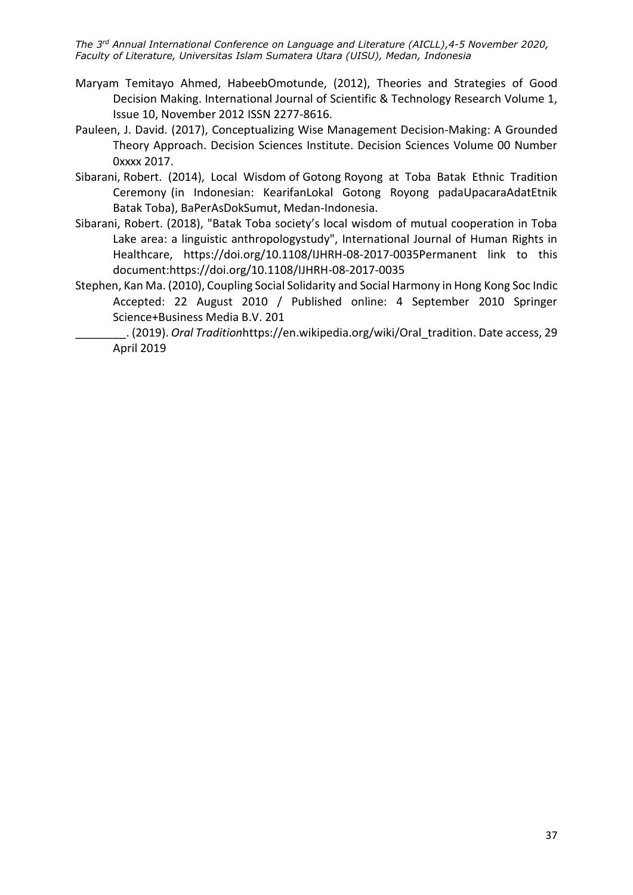Maryam Temitayo Ahmed, HabeebOmotunde, (2012), Theories and Strategies of Good Decision Making. International Journal of Scientific & Technology Research Volume 1, Issue 10, November 2012 ISSN 2277-8616.

Pauleen, J. David. (2017), Conceptualizing Wise Management Decision-Making: A Grounded Theory Approach. Decision Sciences Institute. Decision Sciences Volume 00 Number 0xxxx 2017.

Sibarani, Robert. (2014), Local Wisdom of Gotong Royong at Toba Batak Ethnic Tradition Ceremony (in Indonesian: KearifanLokal Gotong Royong padaUpacaraAdatEtnik Batak Toba), BaPerAsDokSumut, Medan-Indonesia.

Sibarani, Robert. (2018), "Batak Toba society's local wisdom of mutual cooperation in Toba Lake area: a linguistic anthropologystudy", International Journal of Human Rights in Healthcare, https://doi.org/10.1108/IJHRH-08-2017-0035Permanent link to this document:https://doi.org/10.1108/IJHRH-08-2017-0035

Stephen, Kan Ma. (2010), Coupling Social Solidarity and Social Harmony in Hong Kong Soc Indic Accepted: 22 August 2010 / Published online: 4 September 2010 Springer Science+Business Media B.V. 201

________. (2019). *Oral Tradition*https://en.wikipedia.org/wiki/Oral_tradition. Date access, 29 April 2019